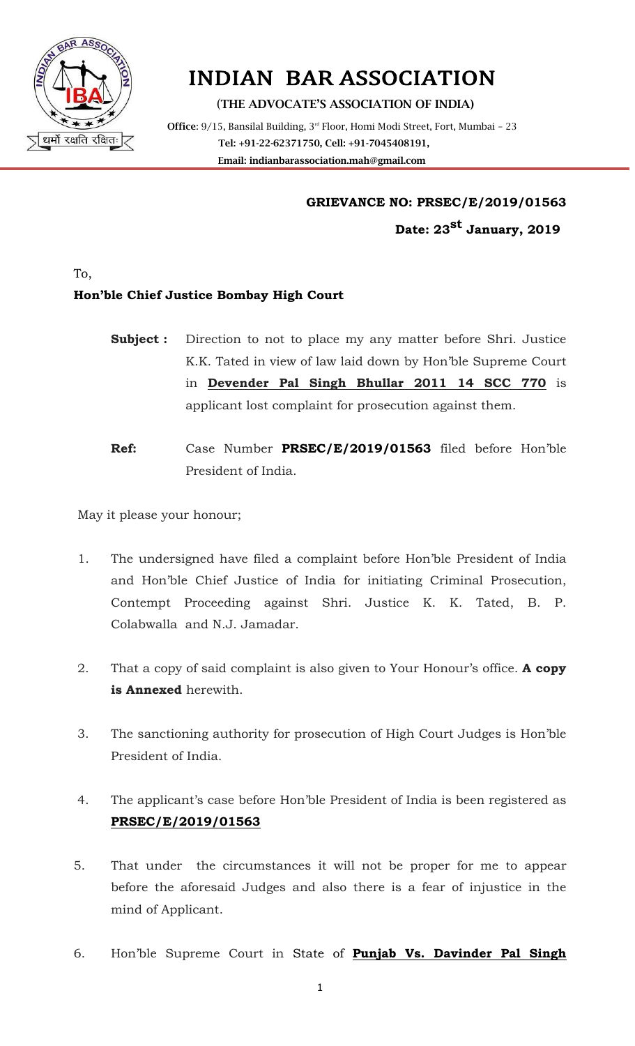# INDIAN BAR ASSOCIATION

**(THE ADVOCATE'S ASSOCIATION OF INDIA)**

**Office**: 9/15, Bansilal Building, 3rd Floor, Homi Modi Street, Fort, Mumbai – 23
**Tel: +91-22-62371750, Cell: +91-7045408191,**
**Email: indianbarassociation.mah@gmail.com**

---

**GRIEVANCE NO: PRSEC/E/2019/01563**

**Date: 23st January, 2019**

To,
**Hon'ble Chief Justice Bombay High Court**

**Subject :** Direction to not to place my any matter before Shri. Justice K.K. Tated in view of law laid down by Hon'ble Supreme Court in **Devender Pal Singh Bhullar 2011 14 SCC 770** is applicant lost complaint for prosecution against them.

**Ref:** Case Number **PRSEC/E/2019/01563** filed before Hon'ble President of India.

May it please your honour;

1. The undersigned have filed a complaint before Hon'ble President of India and Hon'ble Chief Justice of India for initiating Criminal Prosecution, Contempt Proceeding against Shri. Justice K. K. Tated, B. P. Colabwalla and N.J. Jamadar.

2. That a copy of said complaint is also given to Your Honour's office. **A copy is Annexed** herewith.

3. The sanctioning authority for prosecution of High Court Judges is Hon'ble President of India.

4. The applicant's case before Hon'ble President of India is been registered as **PRSEC/E/2019/01563**

5. That under the circumstances it will not be proper for me to appear before the aforesaid Judges and also there is a fear of injustice in the mind of Applicant.

6. Hon'ble Supreme Court in State of **Punjab Vs. Davinder Pal Singh**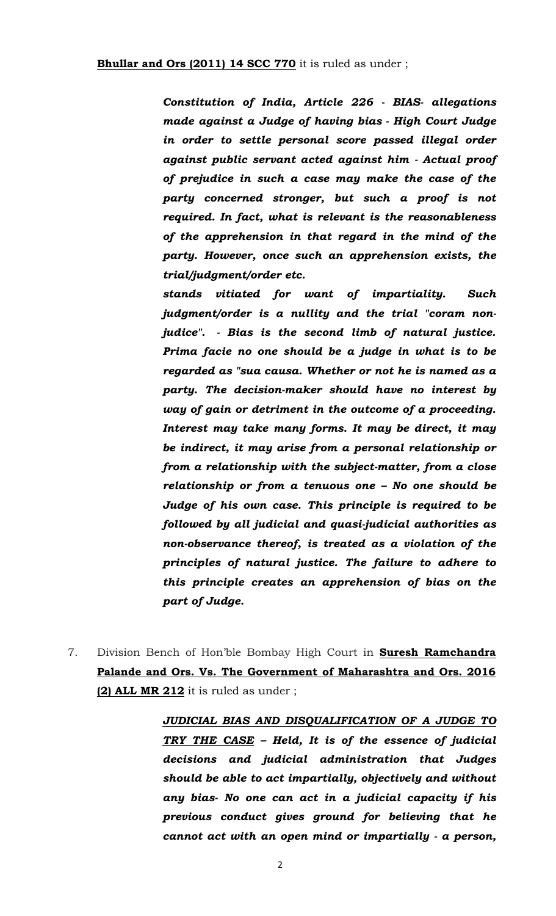**Bhullar and Ors (2011) 14 SCC 770** it is ruled as under ;

> ***Constitution of India, Article 226 - BIAS- allegations made against a Judge of having bias - High Court Judge in order to settle personal score passed illegal order against public servant acted against him - Actual proof of prejudice in such a case may make the case of the party concerned stronger, but such a proof is not required. In fact, what is relevant is the reasonableness of the apprehension in that regard in the mind of the party. However, once such an apprehension exists, the trial/judgment/order etc. stands vitiated for want of impartiality. Such judgment/order is a nullity and the trial "coram non-judice". - Bias is the second limb of natural justice. Prima facie no one should be a judge in what is to be regarded as "sua causa. Whether or not he is named as a party. The decision-maker should have no interest by way of gain or detriment in the outcome of a proceeding. Interest may take many forms. It may be direct, it may be indirect, it may arise from a personal relationship or from a relationship with the subject-matter, from a close relationship or from a tenuous one – No one should be Judge of his own case. This principle is required to be followed by all judicial and quasi-judicial authorities as non-observance thereof, is treated as a violation of the principles of natural justice. The failure to adhere to this principle creates an apprehension of bias on the part of Judge.***

7. Division Bench of Hon'ble Bombay High Court in **Suresh Ramchandra Palande and Ors. Vs. The Government of Maharashtra and Ors. 2016 (2) ALL MR 212** it is ruled as under ;

> ***JUDICIAL BIAS AND DISQUALIFICATION OF A JUDGE TO TRY THE CASE – Held, It is of the essence of judicial decisions and judicial administration that Judges should be able to act impartially, objectively and without any bias- No one can act in a judicial capacity if his previous conduct gives ground for believing that he cannot act with an open mind or impartially - a person,***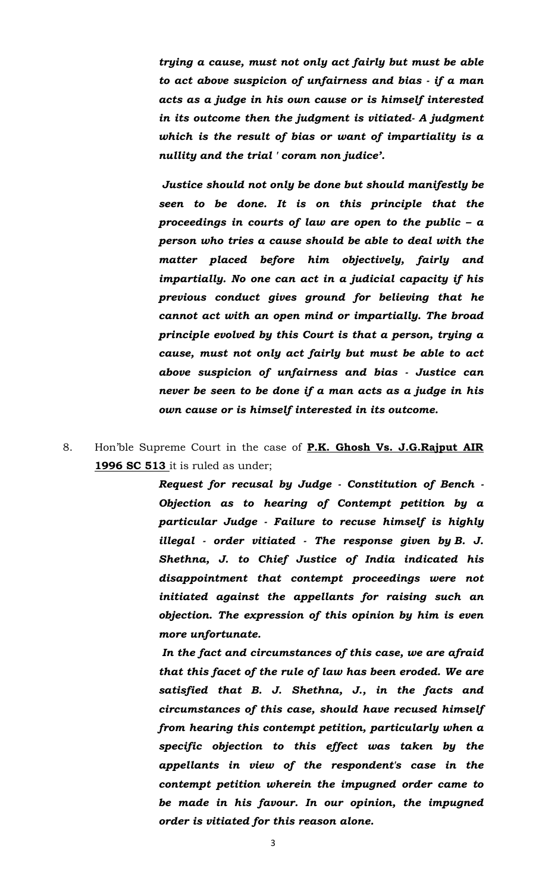***trying a cause, must not only act fairly but must be able to act above suspicion of unfairness and bias - if a man acts as a judge in his own cause or is himself interested in its outcome then the judgment is vitiated- A judgment which is the result of bias or want of impartiality is a nullity and the trial ' coram non judice'.***

***Justice should not only be done but should manifestly be seen to be done. It is on this principle that the proceedings in courts of law are open to the public – a person who tries a cause should be able to deal with the matter placed before him objectively, fairly and impartially. No one can act in a judicial capacity if his previous conduct gives ground for believing that he cannot act with an open mind or impartially. The broad principle evolved by this Court is that a person, trying a cause, must not only act fairly but must be able to act above suspicion of unfairness and bias - Justice can never be seen to be done if a man acts as a judge in his own cause or is himself interested in its outcome.***

8. Hon'ble Supreme Court in the case of **P.K. Ghosh Vs. J.G.Rajput AIR 1996 SC 513** it is ruled as under;

***Request for recusal by Judge - Constitution of Bench - Objection as to hearing of Contempt petition by a particular Judge - Failure to recuse himself is highly illegal - order vitiated - The response given by B. J. Shethna, J. to Chief Justice of India indicated his disappointment that contempt proceedings were not initiated against the appellants for raising such an objection. The expression of this opinion by him is even more unfortunate.***

***In the fact and circumstances of this case, we are afraid that this facet of the rule of law has been eroded. We are satisfied that B. J. Shethna, J., in the facts and circumstances of this case, should have recused himself from hearing this contempt petition, particularly when a specific objection to this effect was taken by the appellants in view of the respondent's case in the contempt petition wherein the impugned order came to be made in his favour. In our opinion, the impugned order is vitiated for this reason alone.***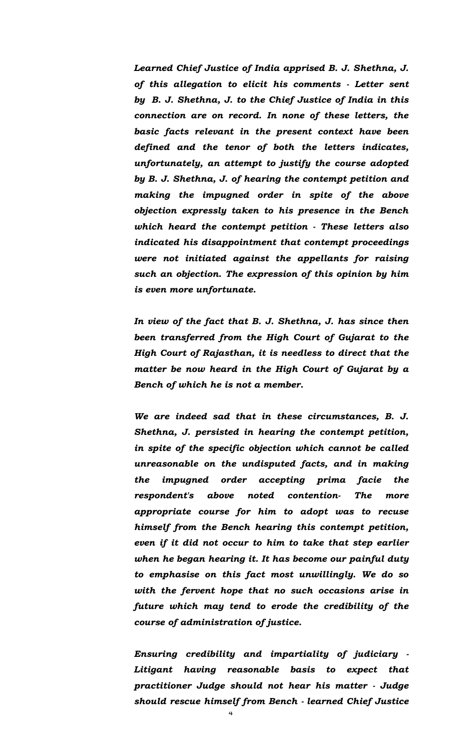*Learned Chief Justice of India apprised B. J. Shethna, J. of this allegation to elicit his comments - Letter sent by B. J. Shethna, J. to the Chief Justice of India in this connection are on record. In none of these letters, the basic facts relevant in the present context have been defined and the tenor of both the letters indicates, unfortunately, an attempt to justify the course adopted by B. J. Shethna, J. of hearing the contempt petition and making the impugned order in spite of the above objection expressly taken to his presence in the Bench which heard the contempt petition - These letters also indicated his disappointment that contempt proceedings were not initiated against the appellants for raising such an objection. The expression of this opinion by him is even more unfortunate.*

*In view of the fact that B. J. Shethna, J. has since then been transferred from the High Court of Gujarat to the High Court of Rajasthan, it is needless to direct that the matter be now heard in the High Court of Gujarat by a Bench of which he is not a member.*

*We are indeed sad that in these circumstances, B. J. Shethna, J. persisted in hearing the contempt petition, in spite of the specific objection which cannot be called unreasonable on the undisputed facts, and in making the impugned order accepting prima facie the respondent's above noted contention- The more appropriate course for him to adopt was to recuse himself from the Bench hearing this contempt petition, even if it did not occur to him to take that step earlier when he began hearing it. It has become our painful duty to emphasise on this fact most unwillingly. We do so with the fervent hope that no such occasions arise in future which may tend to erode the credibility of the course of administration of justice.*

*Ensuring credibility and impartiality of judiciary - Litigant having reasonable basis to expect that practitioner Judge should not hear his matter - Judge should rescue himself from Bench - learned Chief Justice*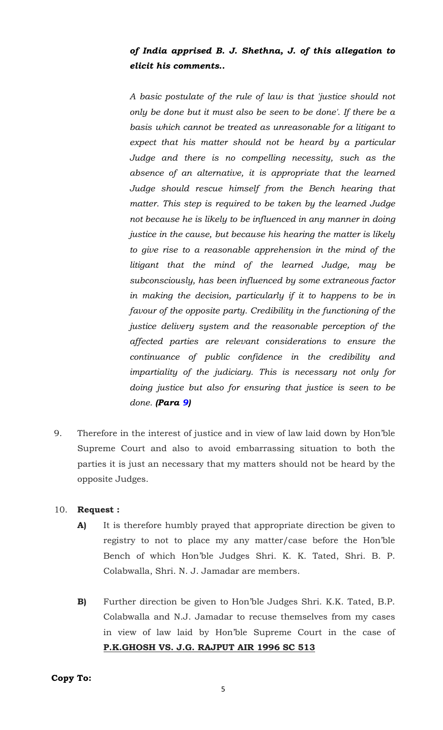***of India apprised B. J. Shethna, J. of this allegation to elicit his comments..***

*A basic postulate of the rule of law is that 'justice should not only be done but it must also be seen to be done'. If there be a basis which cannot be treated as unreasonable for a litigant to expect that his matter should not be heard by a particular Judge and there is no compelling necessity, such as the absence of an alternative, it is appropriate that the learned Judge should rescue himself from the Bench hearing that matter. This step is required to be taken by the learned Judge not because he is likely to be influenced in any manner in doing justice in the cause, but because his hearing the matter is likely to give rise to a reasonable apprehension in the mind of the litigant that the mind of the learned Judge, may be subconsciously, has been influenced by some extraneous factor in making the decision, particularly if it to happens to be in favour of the opposite party. Credibility in the functioning of the justice delivery system and the reasonable perception of the affected parties are relevant considerations to ensure the continuance of public confidence in the credibility and impartiality of the judiciary. This is necessary not only for doing justice but also for ensuring that justice is seen to be done.* ***(Para 9)***

9. Therefore in the interest of justice and in view of law laid down by Hon'ble Supreme Court and also to avoid embarrassing situation to both the parties it is just an necessary that my matters should not be heard by the opposite Judges.

10. **Request :**

    **A)** It is therefore humbly prayed that appropriate direction be given to registry to not to place my any matter/case before the Hon'ble Bench of which Hon'ble Judges Shri. K. K. Tated, Shri. B. P. Colabwalla, Shri. N. J. Jamadar are members.

    **B)** Further direction be given to Hon'ble Judges Shri. K.K. Tated, B.P. Colabwalla and N.J. Jamadar to recuse themselves from my cases in view of law laid by Hon'ble Supreme Court in the case of **P.K.GHOSH VS. J.G. RAJPUT AIR 1996 SC 513**

**Copy To:**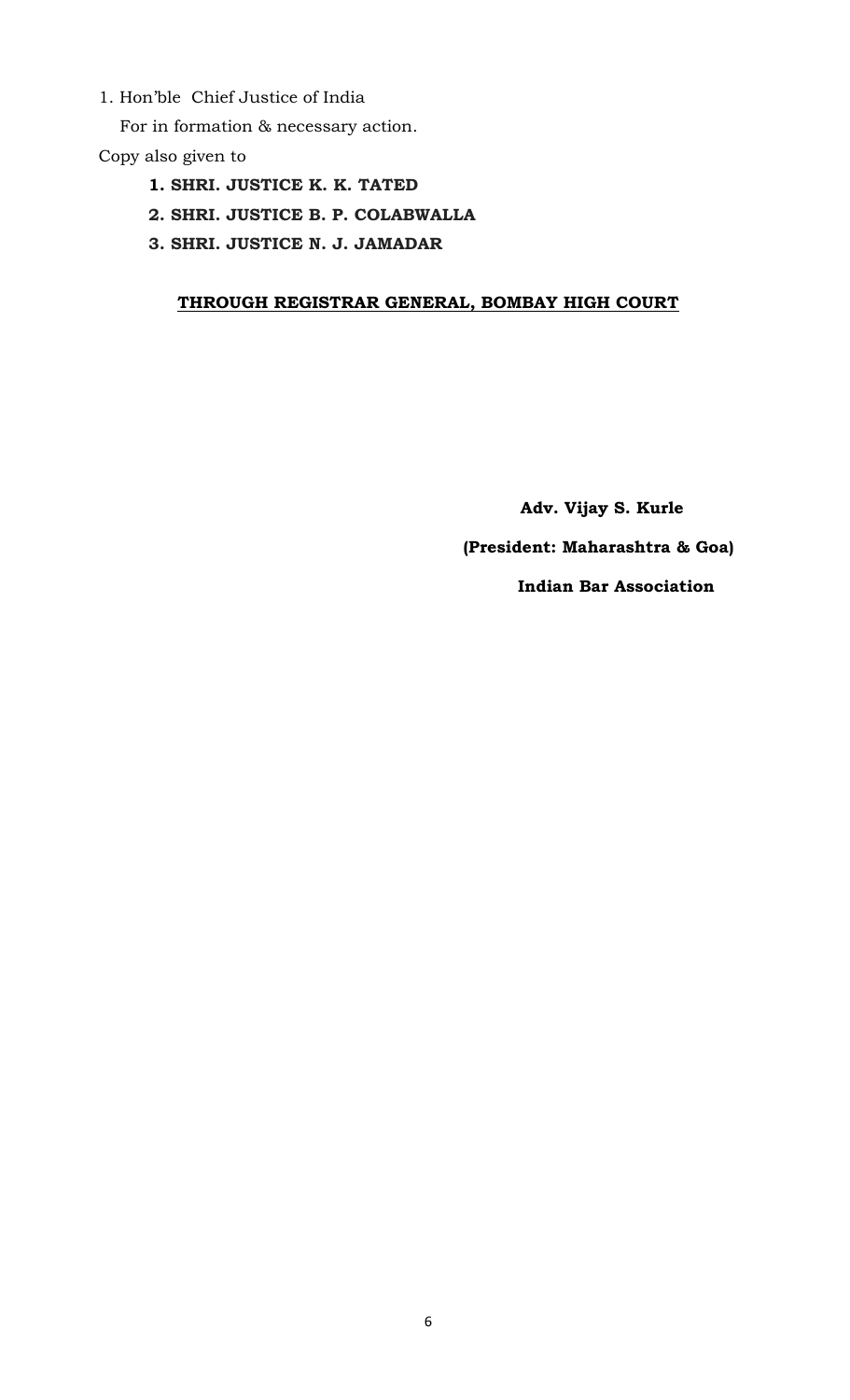1. Hon'ble Chief Justice of India

   For in formation & necessary action.

Copy also given to

1. **SHRI. JUSTICE K. K. TATED**
2. **SHRI. JUSTICE B. P. COLABWALLA**
3. **SHRI. JUSTICE N. J. JAMADAR**

**<u>THROUGH REGISTRAR GENERAL, BOMBAY HIGH COURT</u>**

**Adv. Vijay S. Kurle**

**(President: Maharashtra & Goa)**

**Indian Bar Association**